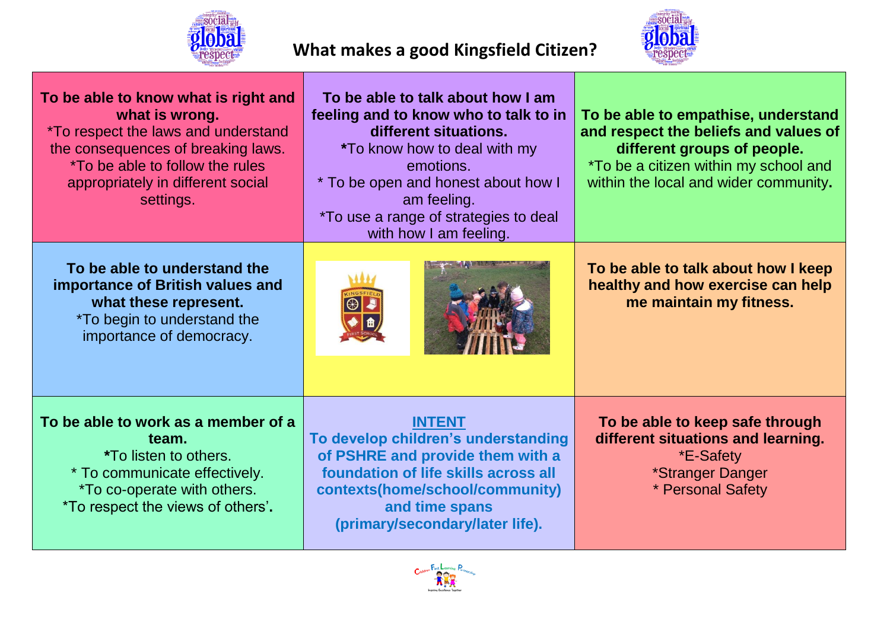# What makes a good Kingsfield Citizen?

**To be able to know what is right and what is wrong.**
*To respect the laws and understand the consequences of breaking laws.
*To be able to follow the rules appropriately in different social settings.

**To be able to talk about how I am feeling and to know who to talk to in different situations.**
*To know how to deal with my emotions.
* To be open and honest about how I am feeling.
*To use a range of strategies to deal with how I am feeling.

**To be able to empathise, understand and respect the beliefs and values of different groups of people.**
*To be a citizen within my school and within the local and wider community.

**To be able to understand the importance of British values and what these represent.**
*To begin to understand the importance of democracy.

**To be able to talk about how I keep healthy and how exercise can help me maintain my fitness.**

**To be able to work as a member of a team.**
*To listen to others.
* To communicate effectively.
*To co-operate with others.
*To respect the views of others'.

**INTENT**
**To develop children's understanding of PSHRE and provide them with a foundation of life skills across all contexts(home/school/community) and time spans (primary/secondary/later life).**

**To be able to keep safe through different situations and learning.**
*E-Safety
*Stranger Danger
* Personal Safety